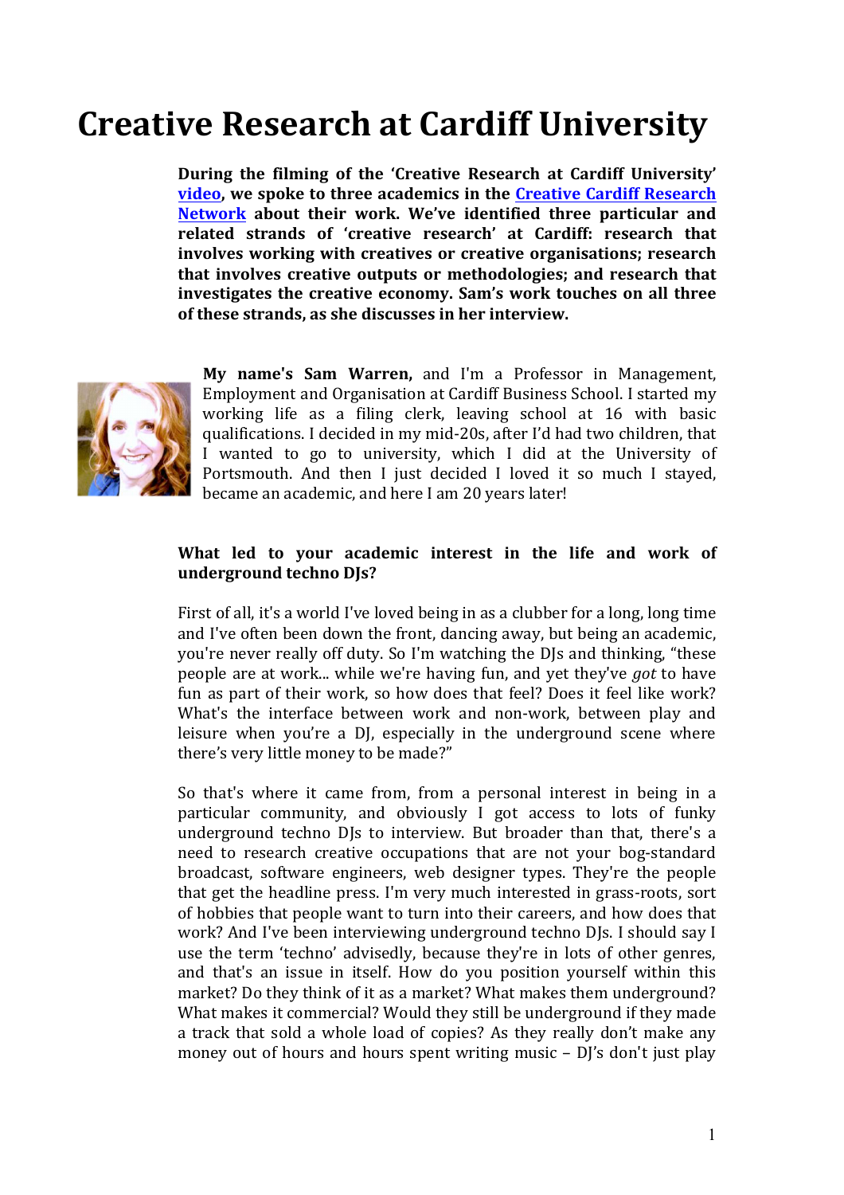# Creative Research at Cardiff University

**During the filming of the 'Creative Research at Cardiff University' video, we spoke to three academics in the Creative Cardiff Research Network about their work. We've identified three particular and related strands of 'creative research' at Cardiff: research that involves working with creatives or creative organisations; research that involves creative outputs or methodologies; and research that investigates the creative economy. Sam's work touches on all three of these strands, as she discusses in her interview.**

**My name's Sam Warren,** and I'm a Professor in Management, Employment and Organisation at Cardiff Business School. I started my working life as a filing clerk, leaving school at 16 with basic qualifications. I decided in my mid-20s, after I'd had two children, that I wanted to go to university, which I did at the University of Portsmouth. And then I just decided I loved it so much I stayed, became an academic, and here I am 20 years later!

**What led to your academic interest in the life and work of underground techno DJs?**

First of all, it's a world I've loved being in as a clubber for a long, long time and I've often been down the front, dancing away, but being an academic, you're never really off duty. So I'm watching the DJs and thinking, "these people are at work... while we're having fun, and yet they've *got* to have fun as part of their work, so how does that feel? Does it feel like work? What's the interface between work and non-work, between play and leisure when you're a DJ, especially in the underground scene where there's very little money to be made?"

So that's where it came from, from a personal interest in being in a particular community, and obviously I got access to lots of funky underground techno DJs to interview. But broader than that, there's a need to research creative occupations that are not your bog-standard broadcast, software engineers, web designer types. They're the people that get the headline press. I'm very much interested in grass-roots, sort of hobbies that people want to turn into their careers, and how does that work? And I've been interviewing underground techno DJs. I should say I use the term 'techno' advisedly, because they're in lots of other genres, and that's an issue in itself. How do you position yourself within this market? Do they think of it as a market? What makes them underground? What makes it commercial? Would they still be underground if they made a track that sold a whole load of copies? As they really don't make any money out of hours and hours spent writing music – DJ's don't just play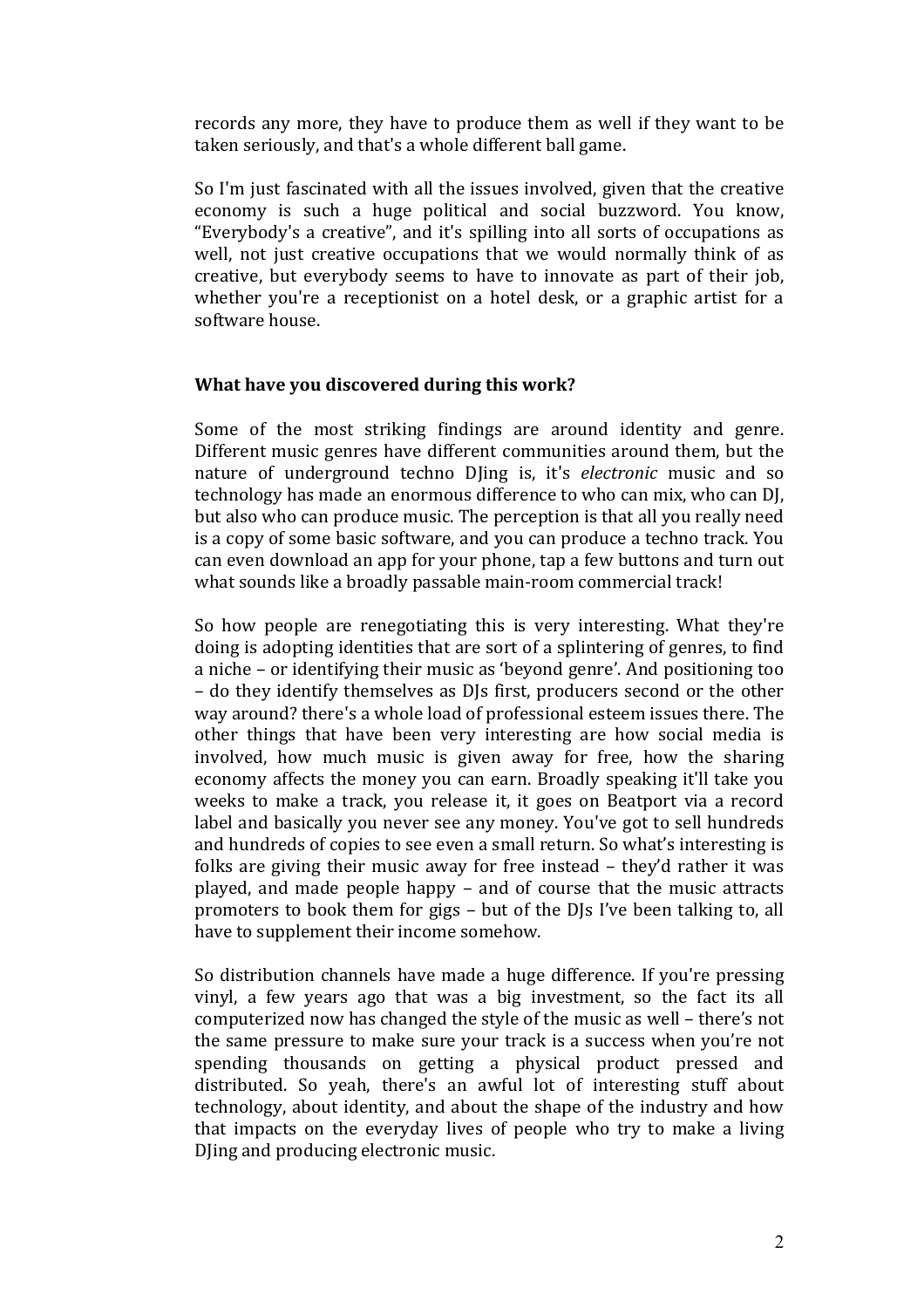records any more, they have to produce them as well if they want to be taken seriously, and that's a whole different ball game.

So I'm just fascinated with all the issues involved, given that the creative economy is such a huge political and social buzzword. You know, "Everybody's a creative", and it's spilling into all sorts of occupations as well, not just creative occupations that we would normally think of as creative, but everybody seems to have to innovate as part of their job, whether you're a receptionist on a hotel desk, or a graphic artist for a software house.

**What have you discovered during this work?**

Some of the most striking findings are around identity and genre. Different music genres have different communities around them, but the nature of underground techno DJing is, it's *electronic* music and so technology has made an enormous difference to who can mix, who can DJ, but also who can produce music. The perception is that all you really need is a copy of some basic software, and you can produce a techno track. You can even download an app for your phone, tap a few buttons and turn out what sounds like a broadly passable main-room commercial track!

So how people are renegotiating this is very interesting. What they're doing is adopting identities that are sort of a splintering of genres, to find a niche – or identifying their music as 'beyond genre'. And positioning too – do they identify themselves as DJs first, producers second or the other way around? there's a whole load of professional esteem issues there. The other things that have been very interesting are how social media is involved, how much music is given away for free, how the sharing economy affects the money you can earn. Broadly speaking it'll take you weeks to make a track, you release it, it goes on Beatport via a record label and basically you never see any money. You've got to sell hundreds and hundreds of copies to see even a small return. So what's interesting is folks are giving their music away for free instead – they'd rather it was played, and made people happy – and of course that the music attracts promoters to book them for gigs – but of the DJs I've been talking to, all have to supplement their income somehow.

So distribution channels have made a huge difference. If you're pressing vinyl, a few years ago that was a big investment, so the fact its all computerized now has changed the style of the music as well – there's not the same pressure to make sure your track is a success when you're not spending thousands on getting a physical product pressed and distributed. So yeah, there's an awful lot of interesting stuff about technology, about identity, and about the shape of the industry and how that impacts on the everyday lives of people who try to make a living DJing and producing electronic music.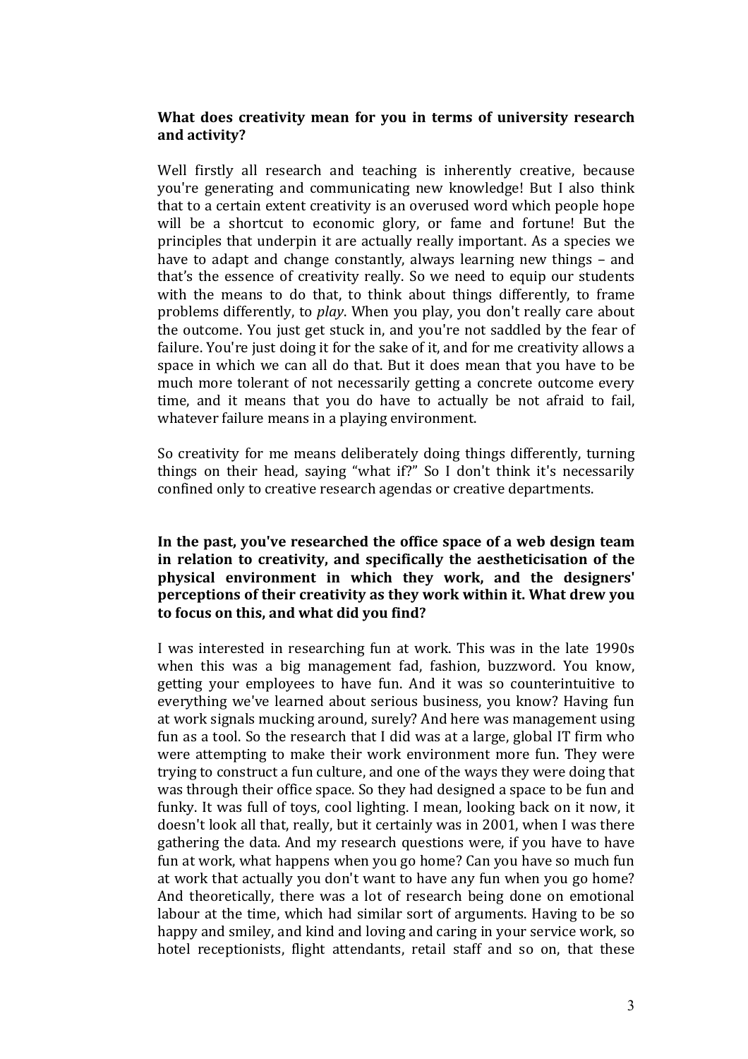**What does creativity mean for you in terms of university research and activity?**

Well firstly all research and teaching is inherently creative, because you're generating and communicating new knowledge! But I also think that to a certain extent creativity is an overused word which people hope will be a shortcut to economic glory, or fame and fortune! But the principles that underpin it are actually really important. As a species we have to adapt and change constantly, always learning new things – and that's the essence of creativity really. So we need to equip our students with the means to do that, to think about things differently, to frame problems differently, to *play*. When you play, you don't really care about the outcome. You just get stuck in, and you're not saddled by the fear of failure. You're just doing it for the sake of it, and for me creativity allows a space in which we can all do that. But it does mean that you have to be much more tolerant of not necessarily getting a concrete outcome every time, and it means that you do have to actually be not afraid to fail, whatever failure means in a playing environment.

So creativity for me means deliberately doing things differently, turning things on their head, saying "what if?" So I don't think it's necessarily confined only to creative research agendas or creative departments.

**In the past, you've researched the office space of a web design team in relation to creativity, and specifically the aestheticisation of the physical environment in which they work, and the designers' perceptions of their creativity as they work within it. What drew you to focus on this, and what did you find?**

I was interested in researching fun at work. This was in the late 1990s when this was a big management fad, fashion, buzzword. You know, getting your employees to have fun. And it was so counterintuitive to everything we've learned about serious business, you know? Having fun at work signals mucking around, surely? And here was management using fun as a tool. So the research that I did was at a large, global IT firm who were attempting to make their work environment more fun. They were trying to construct a fun culture, and one of the ways they were doing that was through their office space. So they had designed a space to be fun and funky. It was full of toys, cool lighting. I mean, looking back on it now, it doesn't look all that, really, but it certainly was in 2001, when I was there gathering the data. And my research questions were, if you have to have fun at work, what happens when you go home? Can you have so much fun at work that actually you don't want to have any fun when you go home? And theoretically, there was a lot of research being done on emotional labour at the time, which had similar sort of arguments. Having to be so happy and smiley, and kind and loving and caring in your service work, so hotel receptionists, flight attendants, retail staff and so on, that these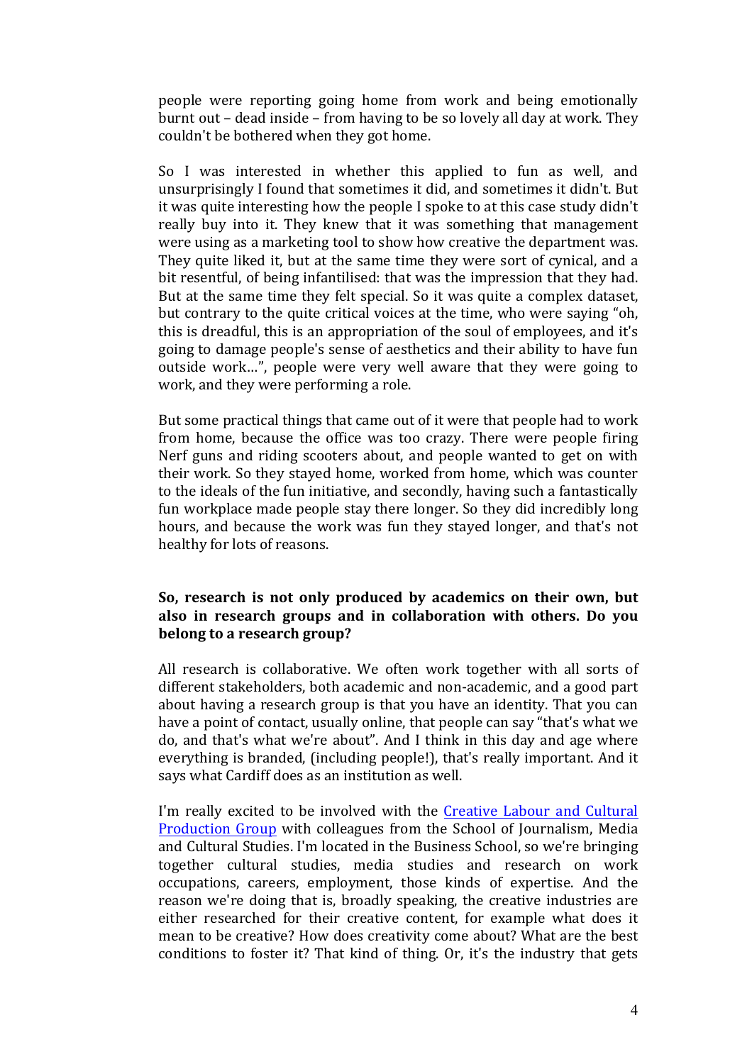people were reporting going home from work and being emotionally burnt out – dead inside – from having to be so lovely all day at work. They couldn't be bothered when they got home.

So I was interested in whether this applied to fun as well, and unsurprisingly I found that sometimes it did, and sometimes it didn't. But it was quite interesting how the people I spoke to at this case study didn't really buy into it. They knew that it was something that management were using as a marketing tool to show how creative the department was. They quite liked it, but at the same time they were sort of cynical, and a bit resentful, of being infantilised: that was the impression that they had. But at the same time they felt special. So it was quite a complex dataset, but contrary to the quite critical voices at the time, who were saying "oh, this is dreadful, this is an appropriation of the soul of employees, and it's going to damage people's sense of aesthetics and their ability to have fun outside work…", people were very well aware that they were going to work, and they were performing a role.

But some practical things that came out of it were that people had to work from home, because the office was too crazy. There were people firing Nerf guns and riding scooters about, and people wanted to get on with their work. So they stayed home, worked from home, which was counter to the ideals of the fun initiative, and secondly, having such a fantastically fun workplace made people stay there longer. So they did incredibly long hours, and because the work was fun they stayed longer, and that's not healthy for lots of reasons.

**So, research is not only produced by academics on their own, but also in research groups and in collaboration with others. Do you belong to a research group?**

All research is collaborative. We often work together with all sorts of different stakeholders, both academic and non-academic, and a good part about having a research group is that you have an identity. That you can have a point of contact, usually online, that people can say "that's what we do, and that's what we're about". And I think in this day and age where everything is branded, (including people!), that's really important. And it says what Cardiff does as an institution as well.

I'm really excited to be involved with the Creative Labour and Cultural Production Group with colleagues from the School of Journalism, Media and Cultural Studies. I'm located in the Business School, so we're bringing together cultural studies, media studies and research on work occupations, careers, employment, those kinds of expertise. And the reason we're doing that is, broadly speaking, the creative industries are either researched for their creative content, for example what does it mean to be creative? How does creativity come about? What are the best conditions to foster it? That kind of thing. Or, it's the industry that gets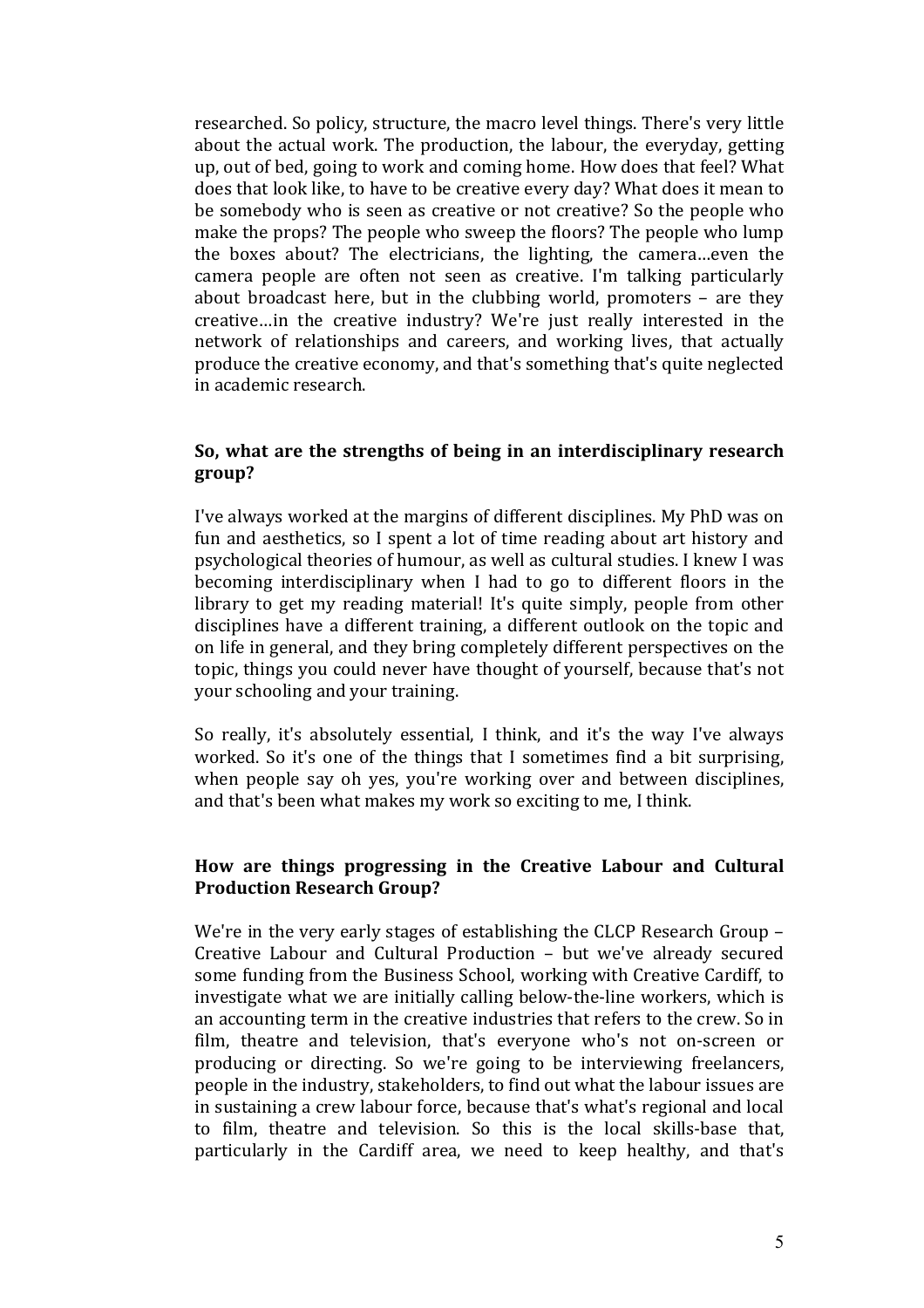researched. So policy, structure, the macro level things. There's very little about the actual work. The production, the labour, the everyday, getting up, out of bed, going to work and coming home. How does that feel? What does that look like, to have to be creative every day? What does it mean to be somebody who is seen as creative or not creative? So the people who make the props? The people who sweep the floors? The people who lump the boxes about? The electricians, the lighting, the camera…even the camera people are often not seen as creative. I'm talking particularly about broadcast here, but in the clubbing world, promoters – are they creative…in the creative industry? We're just really interested in the network of relationships and careers, and working lives, that actually produce the creative economy, and that's something that's quite neglected in academic research.

**So, what are the strengths of being in an interdisciplinary research group?**

I've always worked at the margins of different disciplines. My PhD was on fun and aesthetics, so I spent a lot of time reading about art history and psychological theories of humour, as well as cultural studies. I knew I was becoming interdisciplinary when I had to go to different floors in the library to get my reading material! It's quite simply, people from other disciplines have a different training, a different outlook on the topic and on life in general, and they bring completely different perspectives on the topic, things you could never have thought of yourself, because that's not your schooling and your training.

So really, it's absolutely essential, I think, and it's the way I've always worked. So it's one of the things that I sometimes find a bit surprising, when people say oh yes, you're working over and between disciplines, and that's been what makes my work so exciting to me, I think.

**How are things progressing in the Creative Labour and Cultural Production Research Group?**

We're in the very early stages of establishing the CLCP Research Group – Creative Labour and Cultural Production – but we've already secured some funding from the Business School, working with Creative Cardiff, to investigate what we are initially calling below-the-line workers, which is an accounting term in the creative industries that refers to the crew. So in film, theatre and television, that's everyone who's not on-screen or producing or directing. So we're going to be interviewing freelancers, people in the industry, stakeholders, to find out what the labour issues are in sustaining a crew labour force, because that's what's regional and local to film, theatre and television. So this is the local skills-base that, particularly in the Cardiff area, we need to keep healthy, and that's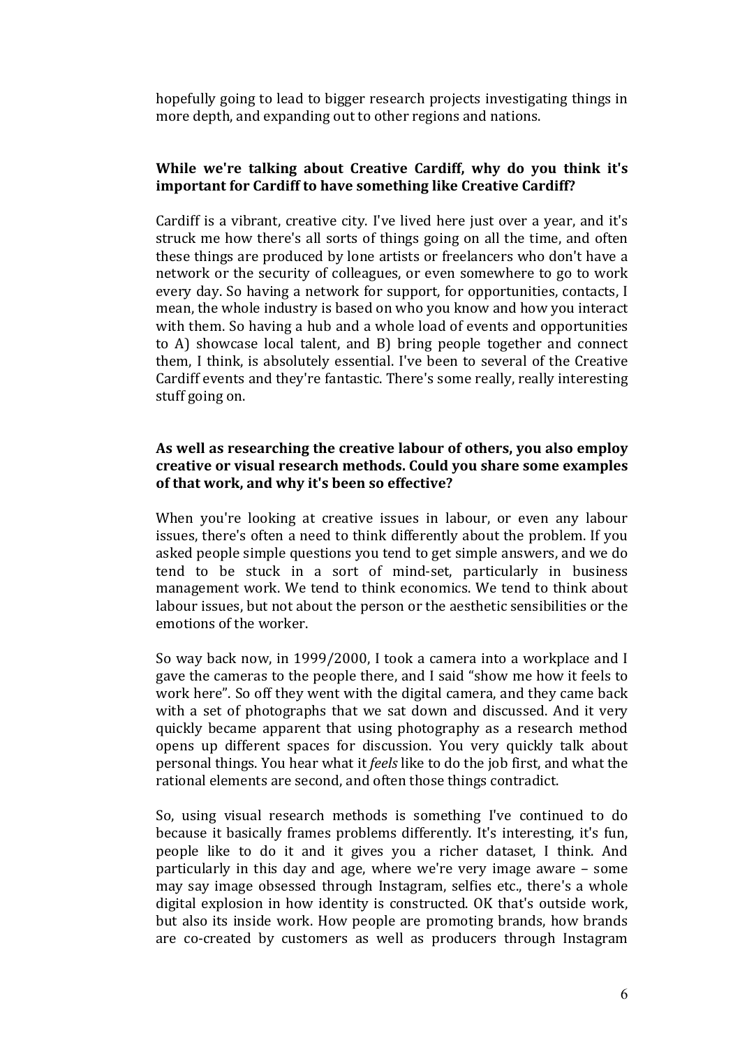hopefully going to lead to bigger research projects investigating things in more depth, and expanding out to other regions and nations.

**While we're talking about Creative Cardiff, why do you think it's important for Cardiff to have something like Creative Cardiff?**

Cardiff is a vibrant, creative city. I've lived here just over a year, and it's struck me how there's all sorts of things going on all the time, and often these things are produced by lone artists or freelancers who don't have a network or the security of colleagues, or even somewhere to go to work every day. So having a network for support, for opportunities, contacts, I mean, the whole industry is based on who you know and how you interact with them. So having a hub and a whole load of events and opportunities to A) showcase local talent, and B) bring people together and connect them, I think, is absolutely essential. I've been to several of the Creative Cardiff events and they're fantastic. There's some really, really interesting stuff going on.

**As well as researching the creative labour of others, you also employ creative or visual research methods. Could you share some examples of that work, and why it's been so effective?**

When you're looking at creative issues in labour, or even any labour issues, there's often a need to think differently about the problem. If you asked people simple questions you tend to get simple answers, and we do tend to be stuck in a sort of mind-set, particularly in business management work. We tend to think economics. We tend to think about labour issues, but not about the person or the aesthetic sensibilities or the emotions of the worker.

So way back now, in 1999/2000, I took a camera into a workplace and I gave the cameras to the people there, and I said "show me how it feels to work here". So off they went with the digital camera, and they came back with a set of photographs that we sat down and discussed. And it very quickly became apparent that using photography as a research method opens up different spaces for discussion. You very quickly talk about personal things. You hear what it *feels* like to do the job first, and what the rational elements are second, and often those things contradict.

So, using visual research methods is something I've continued to do because it basically frames problems differently. It's interesting, it's fun, people like to do it and it gives you a richer dataset, I think. And particularly in this day and age, where we're very image aware – some may say image obsessed through Instagram, selfies etc., there's a whole digital explosion in how identity is constructed. OK that's outside work, but also its inside work. How people are promoting brands, how brands are co-created by customers as well as producers through Instagram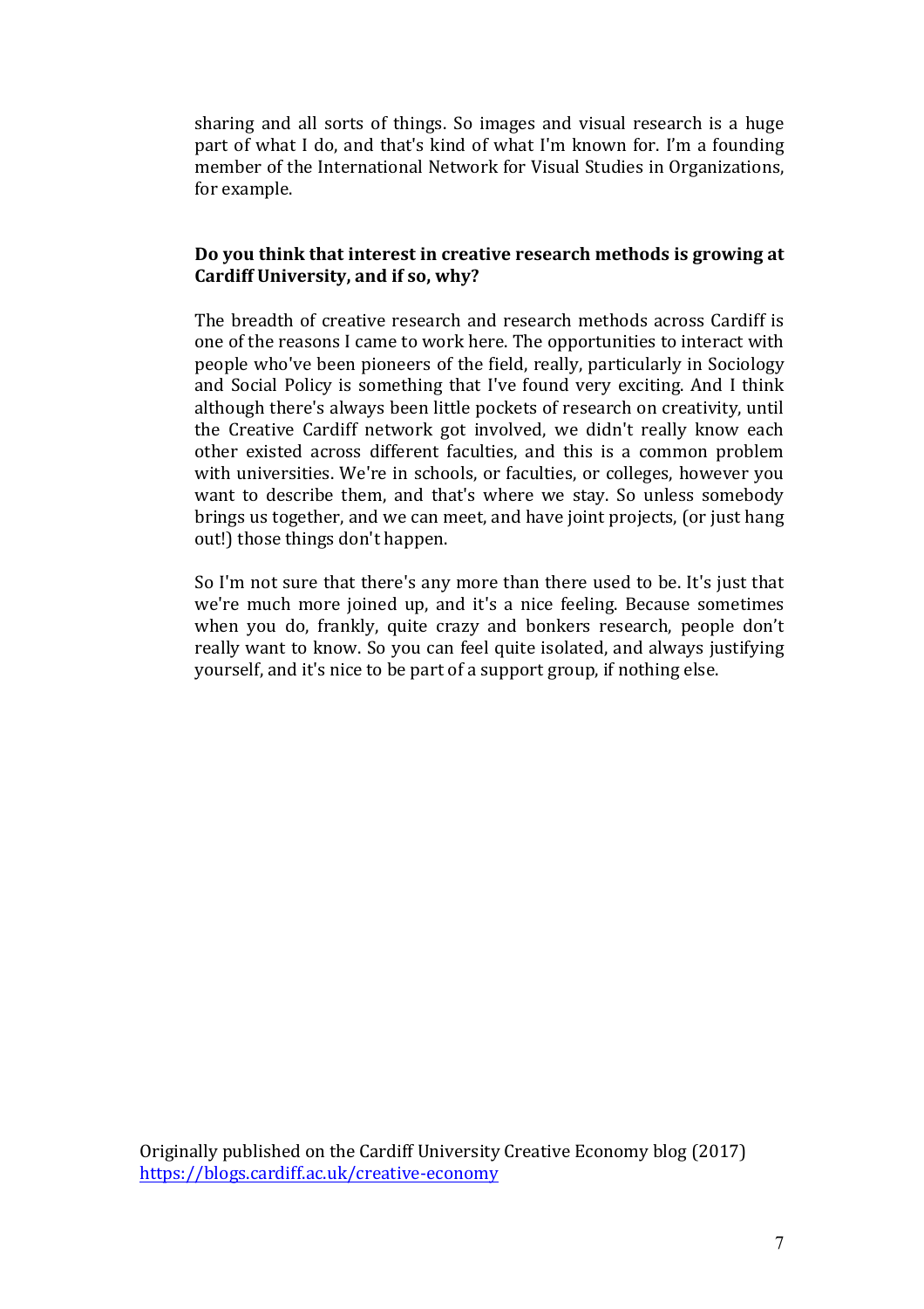sharing and all sorts of things. So images and visual research is a huge part of what I do, and that's kind of what I'm known for. I'm a founding member of the International Network for Visual Studies in Organizations, for example.

**Do you think that interest in creative research methods is growing at Cardiff University, and if so, why?**

The breadth of creative research and research methods across Cardiff is one of the reasons I came to work here. The opportunities to interact with people who've been pioneers of the field, really, particularly in Sociology and Social Policy is something that I've found very exciting. And I think although there's always been little pockets of research on creativity, until the Creative Cardiff network got involved, we didn't really know each other existed across different faculties, and this is a common problem with universities. We're in schools, or faculties, or colleges, however you want to describe them, and that's where we stay. So unless somebody brings us together, and we can meet, and have joint projects, (or just hang out!) those things don't happen.

So I'm not sure that there's any more than there used to be. It's just that we're much more joined up, and it's a nice feeling. Because sometimes when you do, frankly, quite crazy and bonkers research, people don't really want to know. So you can feel quite isolated, and always justifying yourself, and it's nice to be part of a support group, if nothing else.

Originally published on the Cardiff University Creative Economy blog (2017)
https://blogs.cardiff.ac.uk/creative-economy